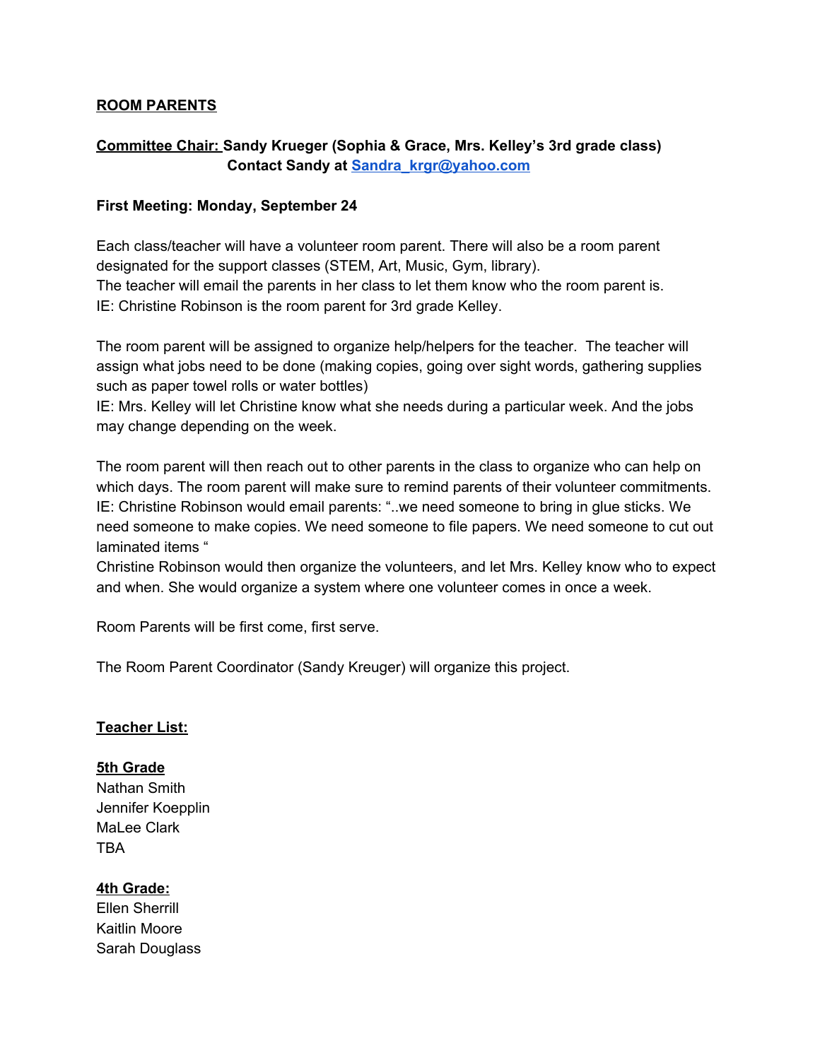**ROOM PARENTS**

**Committee Chair: Sandy Krueger (Sophia & Grace, Mrs. Kelley's 3rd grade class)**
**Contact Sandy at [Sandra_krgr@yahoo.com](mailto:Sandra_krgr@yahoo.com)**

**First Meeting: Monday, September 24**

Each class/teacher will have a volunteer room parent. There will also be a room parent designated for the support classes (STEM, Art, Music, Gym, library).
The teacher will email the parents in her class to let them know who the room parent is.
IE: Christine Robinson is the room parent for 3rd grade Kelley.

The room parent will be assigned to organize help/helpers for the teacher. The teacher will assign what jobs need to be done (making copies, going over sight words, gathering supplies such as paper towel rolls or water bottles)
IE: Mrs. Kelley will let Christine know what she needs during a particular week. And the jobs may change depending on the week.

The room parent will then reach out to other parents in the class to organize who can help on which days. The room parent will make sure to remind parents of their volunteer commitments.
IE: Christine Robinson would email parents: "..we need someone to bring in glue sticks. We need someone to make copies. We need someone to file papers. We need someone to cut out laminated items "
Christine Robinson would then organize the volunteers, and let Mrs. Kelley know who to expect and when. She would organize a system where one volunteer comes in once a week.

Room Parents will be first come, first serve.

The Room Parent Coordinator (Sandy Kreuger) will organize this project.

**Teacher List:**

**5th Grade**
Nathan Smith
Jennifer Koepplin
MaLee Clark
TBA

**4th Grade:**
Ellen Sherrill
Kaitlin Moore
Sarah Douglass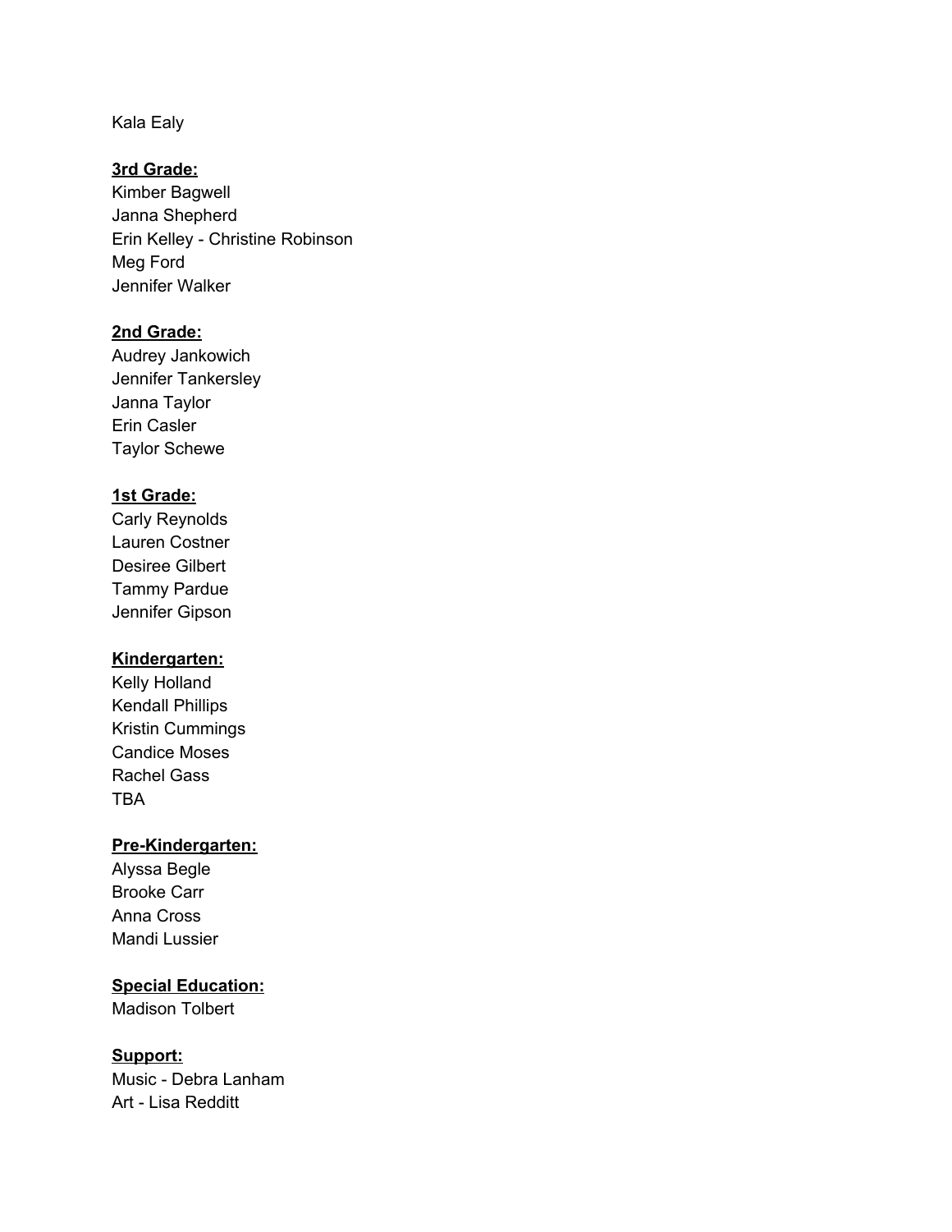Kala Ealy

**3rd Grade:**

Kimber Bagwell
Janna Shepherd
Erin Kelley - Christine Robinson
Meg Ford
Jennifer Walker

**2nd Grade:**

Audrey Jankowich
Jennifer Tankersley
Janna Taylor
Erin Casler
Taylor Schewe

**1st Grade:**

Carly Reynolds
Lauren Costner
Desiree Gilbert
Tammy Pardue
Jennifer Gipson

**Kindergarten:**

Kelly Holland
Kendall Phillips
Kristin Cummings
Candice Moses
Rachel Gass
TBA

**Pre-Kindergarten:**

Alyssa Begle
Brooke Carr
Anna Cross
Mandi Lussier

**Special Education:**

Madison Tolbert

**Support:**

Music - Debra Lanham
Art - Lisa Redditt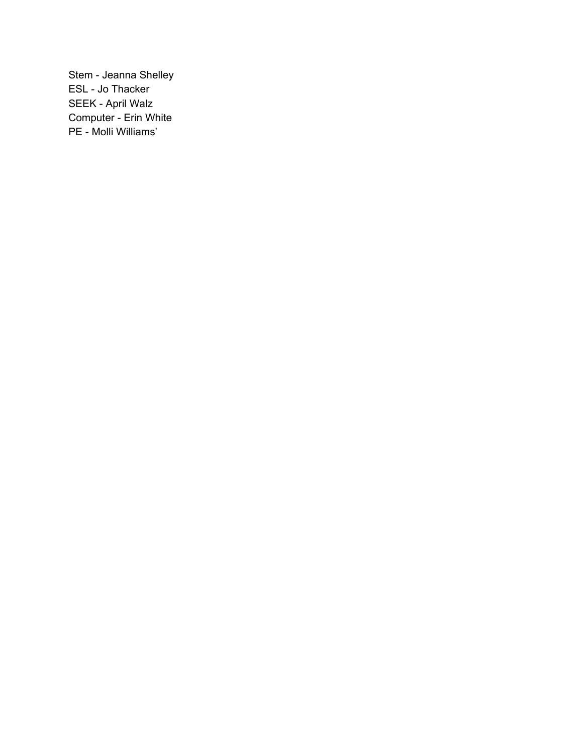Stem - Jeanna Shelley
ESL - Jo Thacker
SEEK - April Walz
Computer - Erin White
PE - Molli Williams’